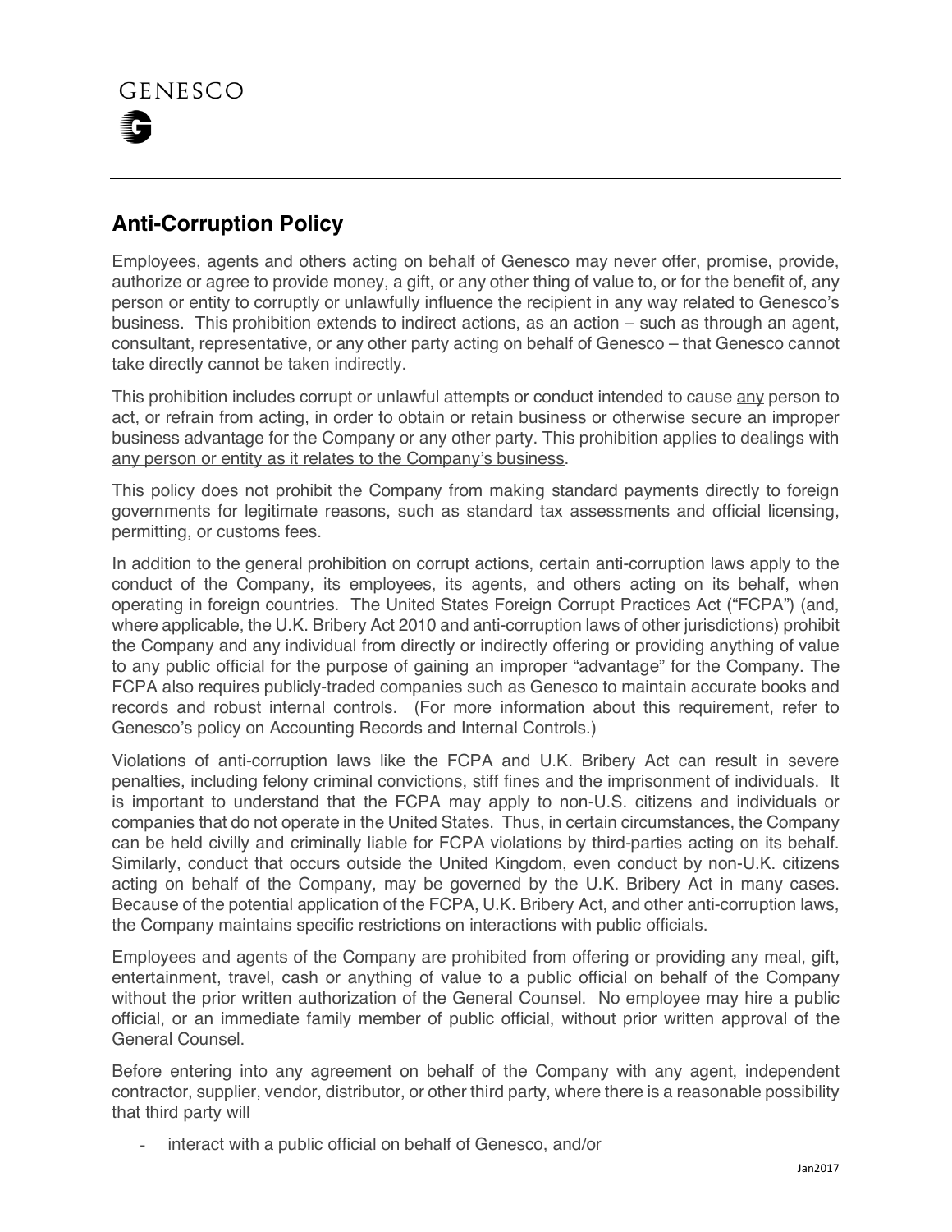GENESCO

## Anti-Corruption Policy

Employees, agents and others acting on behalf of Genesco may <u>never</u> offer, promise, provide, authorize or agree to provide money, a gift, or any other thing of value to, or for the benefit of, any person or entity to corruptly or unlawfully influence the recipient in any way related to Genesco's business. This prohibition extends to indirect actions, as an action – such as through an agent, consultant, representative, or any other party acting on behalf of Genesco – that Genesco cannot take directly cannot be taken indirectly.

This prohibition includes corrupt or unlawful attempts or conduct intended to cause <u>any</u> person to act, or refrain from acting, in order to obtain or retain business or otherwise secure an improper business advantage for the Company or any other party. This prohibition applies to dealings with <u>any person or entity as it relates to the Company's business</u>.

This policy does not prohibit the Company from making standard payments directly to foreign governments for legitimate reasons, such as standard tax assessments and official licensing, permitting, or customs fees.

In addition to the general prohibition on corrupt actions, certain anti-corruption laws apply to the conduct of the Company, its employees, its agents, and others acting on its behalf, when operating in foreign countries. The United States Foreign Corrupt Practices Act ("FCPA") (and, where applicable, the U.K. Bribery Act 2010 and anti-corruption laws of other jurisdictions) prohibit the Company and any individual from directly or indirectly offering or providing anything of value to any public official for the purpose of gaining an improper "advantage" for the Company. The FCPA also requires publicly-traded companies such as Genesco to maintain accurate books and records and robust internal controls. (For more information about this requirement, refer to Genesco's policy on Accounting Records and Internal Controls.)

Violations of anti-corruption laws like the FCPA and U.K. Bribery Act can result in severe penalties, including felony criminal convictions, stiff fines and the imprisonment of individuals. It is important to understand that the FCPA may apply to non-U.S. citizens and individuals or companies that do not operate in the United States. Thus, in certain circumstances, the Company can be held civilly and criminally liable for FCPA violations by third-parties acting on its behalf. Similarly, conduct that occurs outside the United Kingdom, even conduct by non-U.K. citizens acting on behalf of the Company, may be governed by the U.K. Bribery Act in many cases. Because of the potential application of the FCPA, U.K. Bribery Act, and other anti-corruption laws, the Company maintains specific restrictions on interactions with public officials.

Employees and agents of the Company are prohibited from offering or providing any meal, gift, entertainment, travel, cash or anything of value to a public official on behalf of the Company without the prior written authorization of the General Counsel. No employee may hire a public official, or an immediate family member of public official, without prior written approval of the General Counsel.

Before entering into any agreement on behalf of the Company with any agent, independent contractor, supplier, vendor, distributor, or other third party, where there is a reasonable possibility that third party will

- interact with a public official on behalf of Genesco, and/or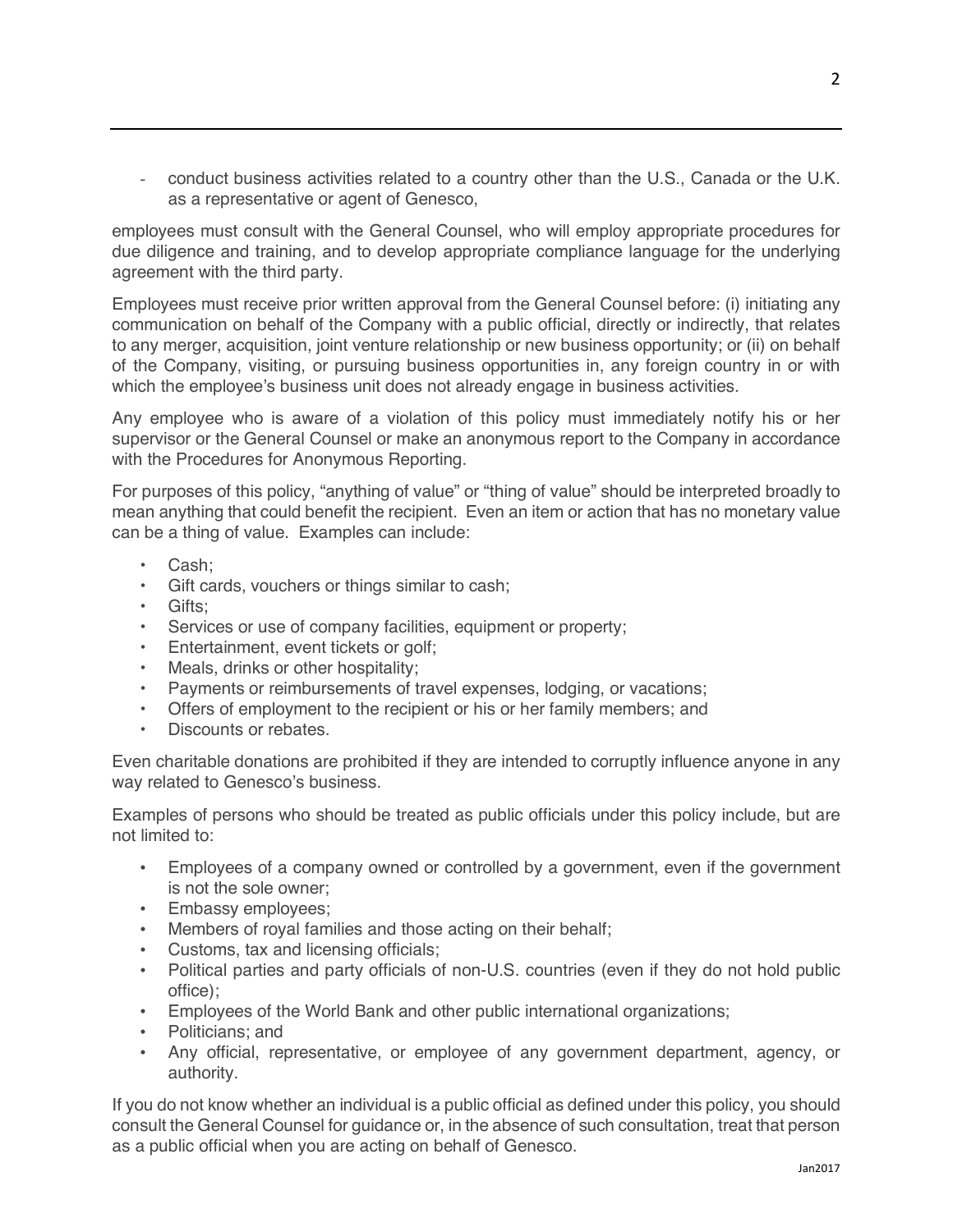- conduct business activities related to a country other than the U.S., Canada or the U.K. as a representative or agent of Genesco,

employees must consult with the General Counsel, who will employ appropriate procedures for due diligence and training, and to develop appropriate compliance language for the underlying agreement with the third party.

Employees must receive prior written approval from the General Counsel before: (i) initiating any communication on behalf of the Company with a public official, directly or indirectly, that relates to any merger, acquisition, joint venture relationship or new business opportunity; or (ii) on behalf of the Company, visiting, or pursuing business opportunities in, any foreign country in or with which the employee's business unit does not already engage in business activities.

Any employee who is aware of a violation of this policy must immediately notify his or her supervisor or the General Counsel or make an anonymous report to the Company in accordance with the Procedures for Anonymous Reporting.

For purposes of this policy, "anything of value" or "thing of value" should be interpreted broadly to mean anything that could benefit the recipient. Even an item or action that has no monetary value can be a thing of value. Examples can include:

- Cash;
- Gift cards, vouchers or things similar to cash;
- Gifts;
- Services or use of company facilities, equipment or property;
- Entertainment, event tickets or golf;
- Meals, drinks or other hospitality;
- Payments or reimbursements of travel expenses, lodging, or vacations;
- Offers of employment to the recipient or his or her family members; and
- Discounts or rebates.

Even charitable donations are prohibited if they are intended to corruptly influence anyone in any way related to Genesco's business.

Examples of persons who should be treated as public officials under this policy include, but are not limited to:

- Employees of a company owned or controlled by a government, even if the government is not the sole owner;
- Embassy employees;
- Members of royal families and those acting on their behalf;
- Customs, tax and licensing officials;
- Political parties and party officials of non-U.S. countries (even if they do not hold public office);
- Employees of the World Bank and other public international organizations;
- Politicians; and
- Any official, representative, or employee of any government department, agency, or authority.

If you do not know whether an individual is a public official as defined under this policy, you should consult the General Counsel for guidance or, in the absence of such consultation, treat that person as a public official when you are acting on behalf of Genesco.

Jan2017